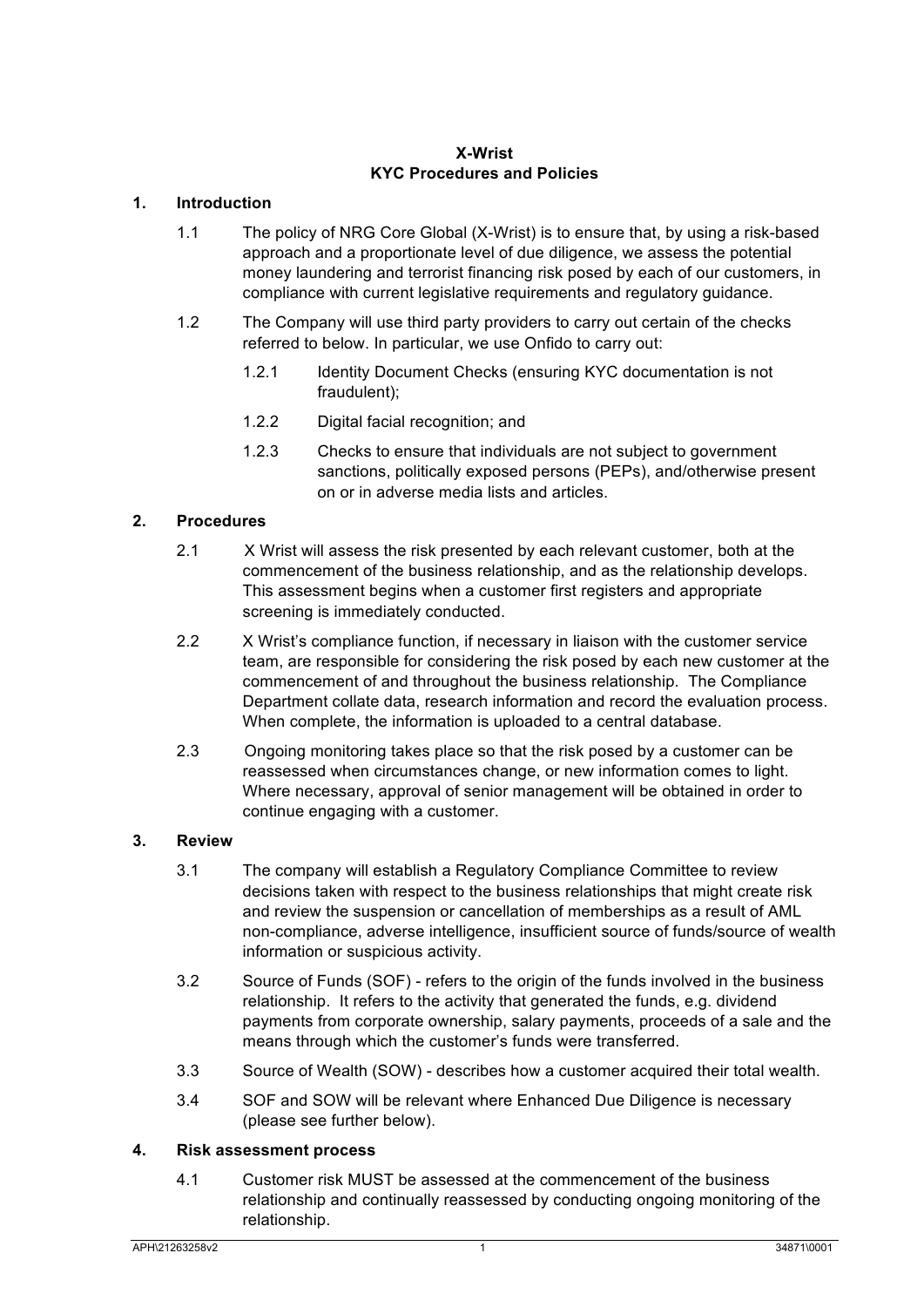**X-Wrist**
**KYC Procedures and Policies**

## 1. Introduction

1.1 The policy of NRG Core Global (X-Wrist) is to ensure that, by using a risk-based approach and a proportionate level of due diligence, we assess the potential money laundering and terrorist financing risk posed by each of our customers, in compliance with current legislative requirements and regulatory guidance.

1.2 The Company will use third party providers to carry out certain of the checks referred to below. In particular, we use Onfido to carry out:

1.2.1 Identity Document Checks (ensuring KYC documentation is not fraudulent);

1.2.2 Digital facial recognition; and

1.2.3 Checks to ensure that individuals are not subject to government sanctions, politically exposed persons (PEPs), and/otherwise present on or in adverse media lists and articles.

## 2. Procedures

2.1 X Wrist will assess the risk presented by each relevant customer, both at the commencement of the business relationship, and as the relationship develops. This assessment begins when a customer first registers and appropriate screening is immediately conducted.

2.2 X Wrist's compliance function, if necessary in liaison with the customer service team, are responsible for considering the risk posed by each new customer at the commencement of and throughout the business relationship. The Compliance Department collate data, research information and record the evaluation process. When complete, the information is uploaded to a central database.

2.3 Ongoing monitoring takes place so that the risk posed by a customer can be reassessed when circumstances change, or new information comes to light. Where necessary, approval of senior management will be obtained in order to continue engaging with a customer.

## 3. Review

3.1 The company will establish a Regulatory Compliance Committee to review decisions taken with respect to the business relationships that might create risk and review the suspension or cancellation of memberships as a result of AML non-compliance, adverse intelligence, insufficient source of funds/source of wealth information or suspicious activity.

3.2 Source of Funds (SOF) - refers to the origin of the funds involved in the business relationship. It refers to the activity that generated the funds, e.g. dividend payments from corporate ownership, salary payments, proceeds of a sale and the means through which the customer's funds were transferred.

3.3 Source of Wealth (SOW) - describes how a customer acquired their total wealth.

3.4 SOF and SOW will be relevant where Enhanced Due Diligence is necessary (please see further below).

## 4. Risk assessment process

4.1 Customer risk MUST be assessed at the commencement of the business relationship and continually reassessed by conducting ongoing monitoring of the relationship.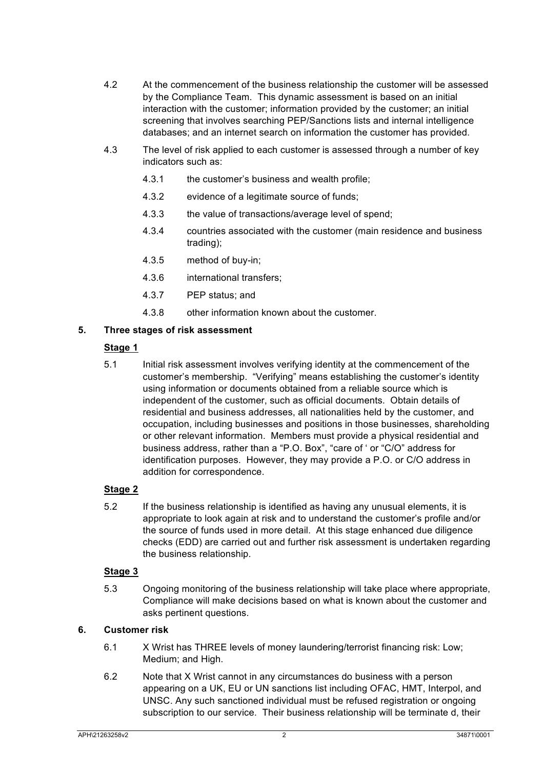4.2 At the commencement of the business relationship the customer will be assessed by the Compliance Team. This dynamic assessment is based on an initial interaction with the customer; information provided by the customer; an initial screening that involves searching PEP/Sanctions lists and internal intelligence databases; and an internet search on information the customer has provided.

4.3 The level of risk applied to each customer is assessed through a number of key indicators such as:

- 4.3.1 the customer's business and wealth profile;
- 4.3.2 evidence of a legitimate source of funds;
- 4.3.3 the value of transactions/average level of spend;
- 4.3.4 countries associated with the customer (main residence and business trading);
- 4.3.5 method of buy-in;
- 4.3.6 international transfers;
- 4.3.7 PEP status; and
- 4.3.8 other information known about the customer.

## 5. Three stages of risk assessment

**Stage 1**

5.1 Initial risk assessment involves verifying identity at the commencement of the customer's membership. "Verifying" means establishing the customer's identity using information or documents obtained from a reliable source which is independent of the customer, such as official documents. Obtain details of residential and business addresses, all nationalities held by the customer, and occupation, including businesses and positions in those businesses, shareholding or other relevant information. Members must provide a physical residential and business address, rather than a "P.O. Box", "care of ' or "C/O" address for identification purposes. However, they may provide a P.O. or C/O address in addition for correspondence.

**Stage 2**

5.2 If the business relationship is identified as having any unusual elements, it is appropriate to look again at risk and to understand the customer's profile and/or the source of funds used in more detail. At this stage enhanced due diligence checks (EDD) are carried out and further risk assessment is undertaken regarding the business relationship.

**Stage 3**

5.3 Ongoing monitoring of the business relationship will take place where appropriate, Compliance will make decisions based on what is known about the customer and asks pertinent questions.

## 6. Customer risk

6.1 X Wrist has THREE levels of money laundering/terrorist financing risk: Low; Medium; and High.

6.2 Note that X Wrist cannot in any circumstances do business with a person appearing on a UK, EU or UN sanctions list including OFAC, HMT, Interpol, and UNSC. Any such sanctioned individual must be refused registration or ongoing subscription to our service. Their business relationship will be terminate d, their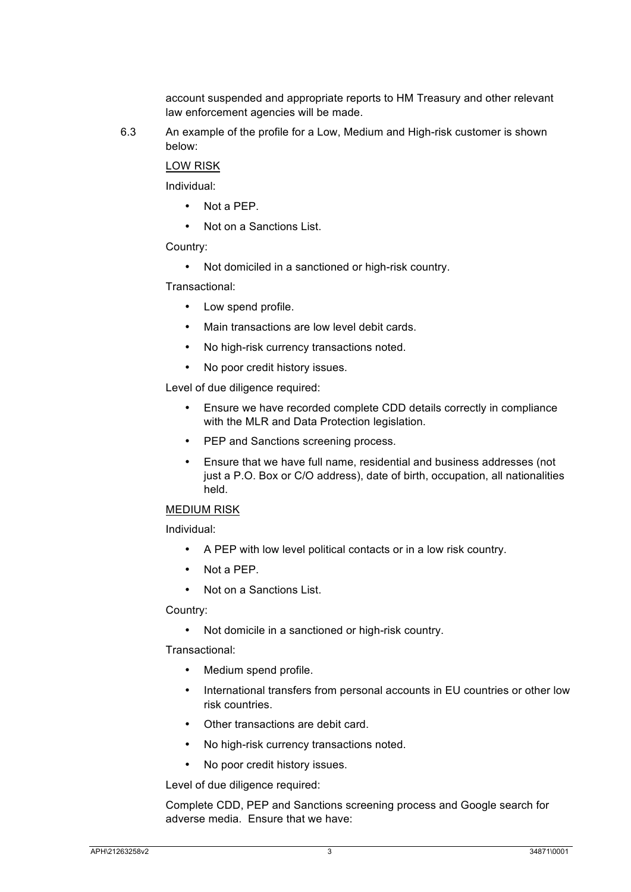account suspended and appropriate reports to HM Treasury and other relevant law enforcement agencies will be made.

6.3 An example of the profile for a Low, Medium and High-risk customer is shown below:

<u>LOW RISK</u>

Individual:

- Not a PEP.
- Not on a Sanctions List.

Country:

- Not domiciled in a sanctioned or high-risk country.

Transactional:

- Low spend profile.
- Main transactions are low level debit cards.
- No high-risk currency transactions noted.
- No poor credit history issues.

Level of due diligence required:

- Ensure we have recorded complete CDD details correctly in compliance with the MLR and Data Protection legislation.
- PEP and Sanctions screening process.
- Ensure that we have full name, residential and business addresses (not just a P.O. Box or C/O address), date of birth, occupation, all nationalities held.

<u>MEDIUM RISK</u>

Individual:

- A PEP with low level political contacts or in a low risk country.
- Not a PEP.
- Not on a Sanctions List.

Country:

- Not domicile in a sanctioned or high-risk country.

Transactional:

- Medium spend profile.
- International transfers from personal accounts in EU countries or other low risk countries.
- Other transactions are debit card.
- No high-risk currency transactions noted.
- No poor credit history issues.

Level of due diligence required:

Complete CDD, PEP and Sanctions screening process and Google search for adverse media. Ensure that we have: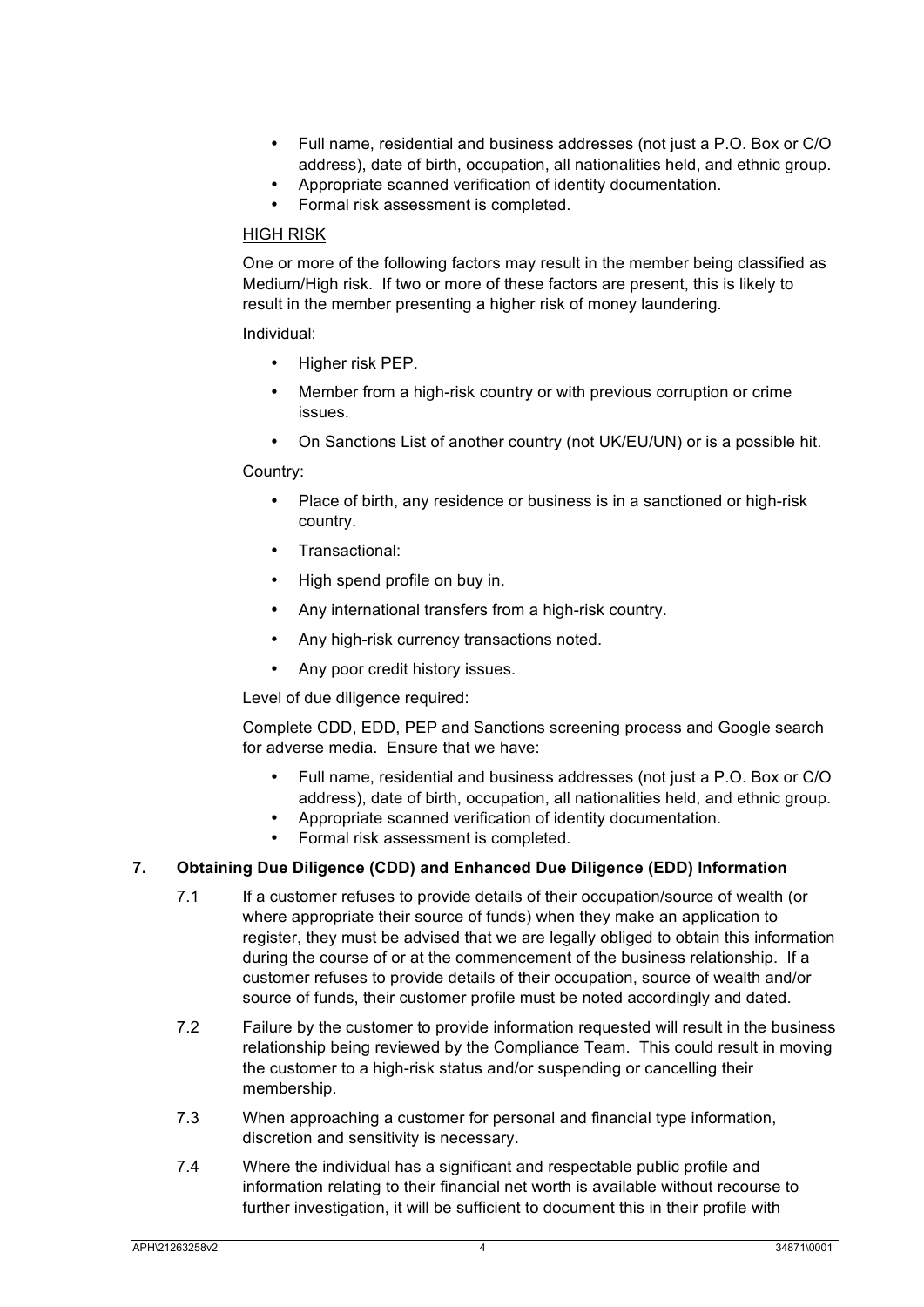- Full name, residential and business addresses (not just a P.O. Box or C/O address), date of birth, occupation, all nationalities held, and ethnic group.
- Appropriate scanned verification of identity documentation.
- Formal risk assessment is completed.

HIGH RISK

One or more of the following factors may result in the member being classified as Medium/High risk. If two or more of these factors are present, this is likely to result in the member presenting a higher risk of money laundering.

Individual:

- Higher risk PEP.
- Member from a high-risk country or with previous corruption or crime issues.
- On Sanctions List of another country (not UK/EU/UN) or is a possible hit.

Country:

- Place of birth, any residence or business is in a sanctioned or high-risk country.
- Transactional:
- High spend profile on buy in.
- Any international transfers from a high-risk country.
- Any high-risk currency transactions noted.
- Any poor credit history issues.

Level of due diligence required:

Complete CDD, EDD, PEP and Sanctions screening process and Google search for adverse media. Ensure that we have:

- Full name, residential and business addresses (not just a P.O. Box or C/O address), date of birth, occupation, all nationalities held, and ethnic group.
- Appropriate scanned verification of identity documentation.
- Formal risk assessment is completed.

## 7. Obtaining Due Diligence (CDD) and Enhanced Due Diligence (EDD) Information

7.1 If a customer refuses to provide details of their occupation/source of wealth (or where appropriate their source of funds) when they make an application to register, they must be advised that we are legally obliged to obtain this information during the course of or at the commencement of the business relationship. If a customer refuses to provide details of their occupation, source of wealth and/or source of funds, their customer profile must be noted accordingly and dated.

7.2 Failure by the customer to provide information requested will result in the business relationship being reviewed by the Compliance Team. This could result in moving the customer to a high-risk status and/or suspending or cancelling their membership.

7.3 When approaching a customer for personal and financial type information, discretion and sensitivity is necessary.

7.4 Where the individual has a significant and respectable public profile and information relating to their financial net worth is available without recourse to further investigation, it will be sufficient to document this in their profile with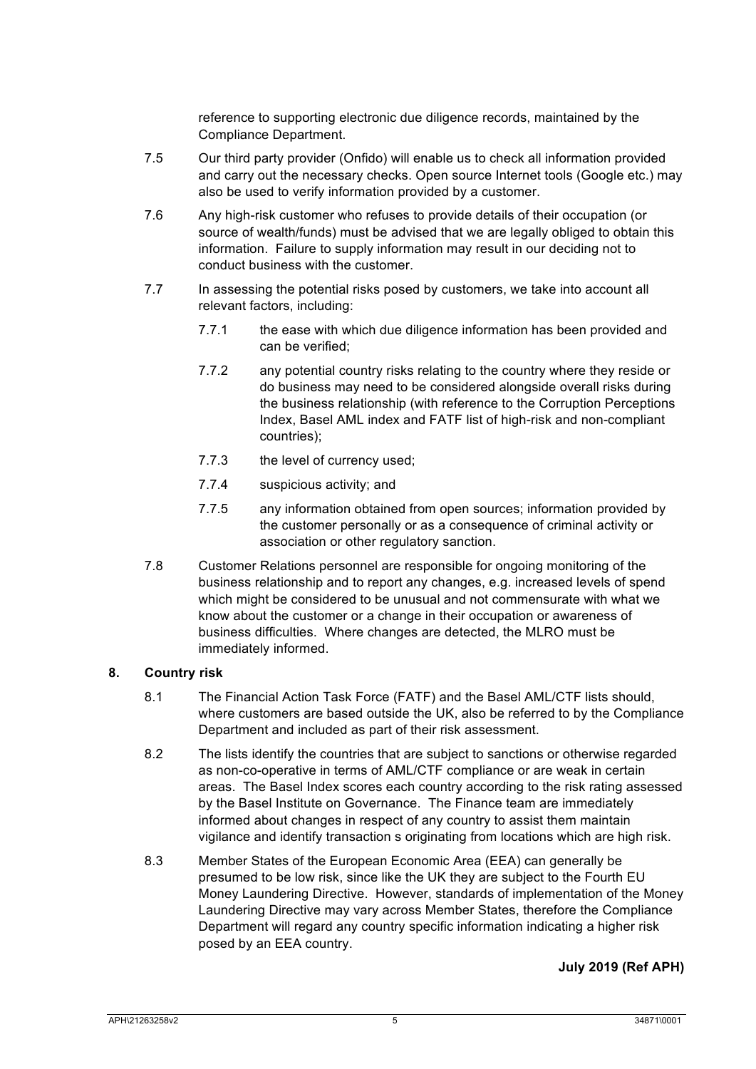reference to supporting electronic due diligence records, maintained by the Compliance Department.

7.5 Our third party provider (Onfido) will enable us to check all information provided and carry out the necessary checks. Open source Internet tools (Google etc.) may also be used to verify information provided by a customer.

7.6 Any high-risk customer who refuses to provide details of their occupation (or source of wealth/funds) must be advised that we are legally obliged to obtain this information. Failure to supply information may result in our deciding not to conduct business with the customer.

7.7 In assessing the potential risks posed by customers, we take into account all relevant factors, including:

7.7.1 the ease with which due diligence information has been provided and can be verified;

7.7.2 any potential country risks relating to the country where they reside or do business may need to be considered alongside overall risks during the business relationship (with reference to the Corruption Perceptions Index, Basel AML index and FATF list of high-risk and non-compliant countries);

7.7.3 the level of currency used;

7.7.4 suspicious activity; and

7.7.5 any information obtained from open sources; information provided by the customer personally or as a consequence of criminal activity or association or other regulatory sanction.

7.8 Customer Relations personnel are responsible for ongoing monitoring of the business relationship and to report any changes, e.g. increased levels of spend which might be considered to be unusual and not commensurate with what we know about the customer or a change in their occupation or awareness of business difficulties. Where changes are detected, the MLRO must be immediately informed.

## 8. Country risk

8.1 The Financial Action Task Force (FATF) and the Basel AML/CTF lists should, where customers are based outside the UK, also be referred to by the Compliance Department and included as part of their risk assessment.

8.2 The lists identify the countries that are subject to sanctions or otherwise regarded as non-co-operative in terms of AML/CTF compliance or are weak in certain areas. The Basel Index scores each country according to the risk rating assessed by the Basel Institute on Governance. The Finance team are immediately informed about changes in respect of any country to assist them maintain vigilance and identify transaction s originating from locations which are high risk.

8.3 Member States of the European Economic Area (EEA) can generally be presumed to be low risk, since like the UK they are subject to the Fourth EU Money Laundering Directive. However, standards of implementation of the Money Laundering Directive may vary across Member States, therefore the Compliance Department will regard any country specific information indicating a higher risk posed by an EEA country.

**July 2019 (Ref APH)**